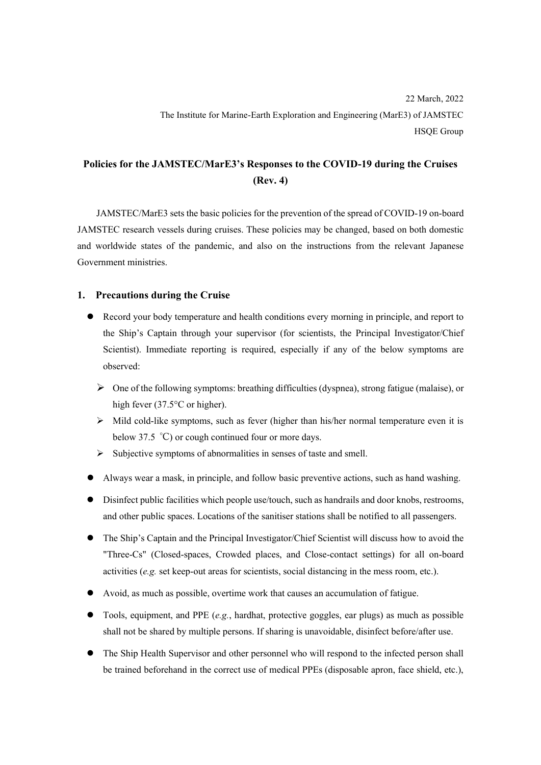22 March, 2022

The Institute for Marine-Earth Exploration and Engineering (MarE3) of JAMSTEC

HSQE Group

# Policies for the JAMSTEC/MarE3's Responses to the COVID-19 during the Cruises (Rev. 4)

JAMSTEC/MarE3 sets the basic policies for the prevention of the spread of COVID-19 on-board JAMSTEC research vessels during cruises. These policies may be changed, based on both domestic and worldwide states of the pandemic, and also on the instructions from the relevant Japanese Government ministries.

## 1. Precautions during the Cruise

- Record your body temperature and health conditions every morning in principle, and report to the Ship's Captain through your supervisor (for scientists, the Principal Investigator/Chief Scientist). Immediate reporting is required, especially if any of the below symptoms are observed:
  - One of the following symptoms: breathing difficulties (dyspnea), strong fatigue (malaise), or high fever (37.5°C or higher).
  - Mild cold-like symptoms, such as fever (higher than his/her normal temperature even it is below 37.5 ℃) or cough continued four or more days.
  - Subjective symptoms of abnormalities in senses of taste and smell.
- Always wear a mask, in principle, and follow basic preventive actions, such as hand washing.
- Disinfect public facilities which people use/touch, such as handrails and door knobs, restrooms, and other public spaces. Locations of the sanitiser stations shall be notified to all passengers.
- The Ship's Captain and the Principal Investigator/Chief Scientist will discuss how to avoid the "Three-Cs" (Closed-spaces, Crowded places, and Close-contact settings) for all on-board activities (*e.g.* set keep-out areas for scientists, social distancing in the mess room, etc.).
- Avoid, as much as possible, overtime work that causes an accumulation of fatigue.
- Tools, equipment, and PPE (*e.g.*, hardhat, protective goggles, ear plugs) as much as possible shall not be shared by multiple persons. If sharing is unavoidable, disinfect before/after use.
- The Ship Health Supervisor and other personnel who will respond to the infected person shall be trained beforehand in the correct use of medical PPEs (disposable apron, face shield, etc.),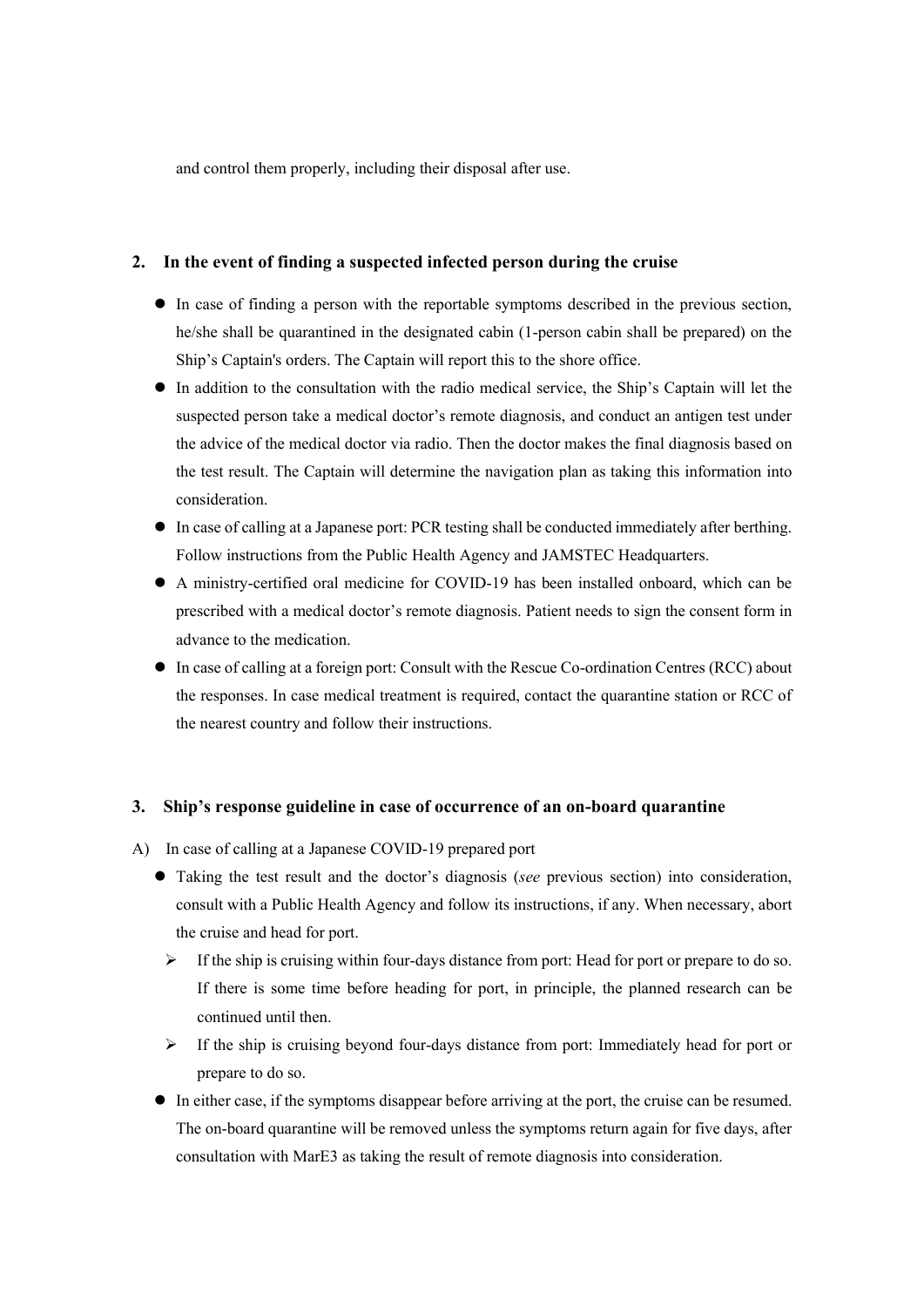and control them properly, including their disposal after use.

## 2. In the event of finding a suspected infected person during the cruise

- In case of finding a person with the reportable symptoms described in the previous section, he/she shall be quarantined in the designated cabin (1-person cabin shall be prepared) on the Ship's Captain's orders. The Captain will report this to the shore office.
- In addition to the consultation with the radio medical service, the Ship's Captain will let the suspected person take a medical doctor's remote diagnosis, and conduct an antigen test under the advice of the medical doctor via radio. Then the doctor makes the final diagnosis based on the test result. The Captain will determine the navigation plan as taking this information into consideration.
- In case of calling at a Japanese port: PCR testing shall be conducted immediately after berthing. Follow instructions from the Public Health Agency and JAMSTEC Headquarters.
- A ministry-certified oral medicine for COVID-19 has been installed onboard, which can be prescribed with a medical doctor's remote diagnosis. Patient needs to sign the consent form in advance to the medication.
- In case of calling at a foreign port: Consult with the Rescue Co-ordination Centres (RCC) about the responses. In case medical treatment is required, contact the quarantine station or RCC of the nearest country and follow their instructions.

## 3. Ship's response guideline in case of occurrence of an on-board quarantine

A) In case of calling at a Japanese COVID-19 prepared port

- Taking the test result and the doctor's diagnosis (*see* previous section) into consideration, consult with a Public Health Agency and follow its instructions, if any. When necessary, abort the cruise and head for port.
  - If the ship is cruising within four-days distance from port: Head for port or prepare to do so. If there is some time before heading for port, in principle, the planned research can be continued until then.
  - If the ship is cruising beyond four-days distance from port: Immediately head for port or prepare to do so.
- In either case, if the symptoms disappear before arriving at the port, the cruise can be resumed. The on-board quarantine will be removed unless the symptoms return again for five days, after consultation with MarE3 as taking the result of remote diagnosis into consideration.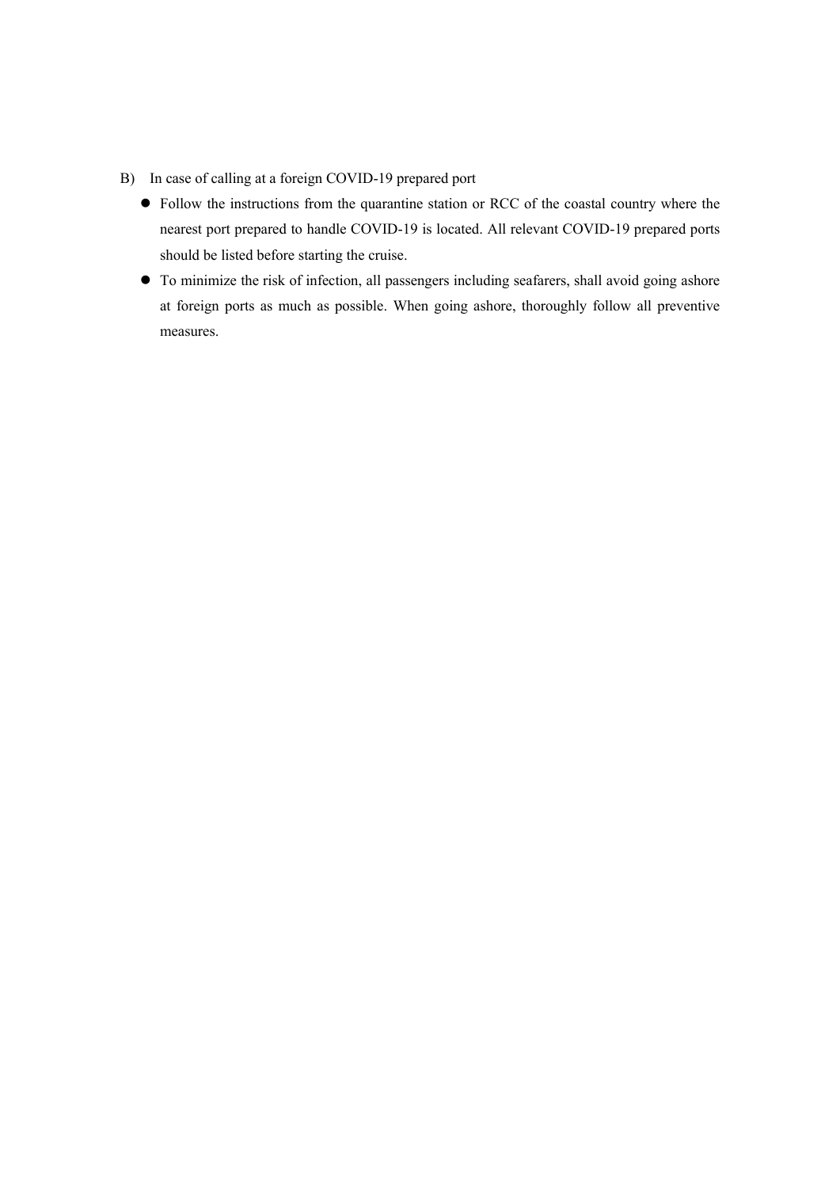B) In case of calling at a foreign COVID-19 prepared port

- Follow the instructions from the quarantine station or RCC of the coastal country where the nearest port prepared to handle COVID-19 is located. All relevant COVID-19 prepared ports should be listed before starting the cruise.
- To minimize the risk of infection, all passengers including seafarers, shall avoid going ashore at foreign ports as much as possible. When going ashore, thoroughly follow all preventive measures.